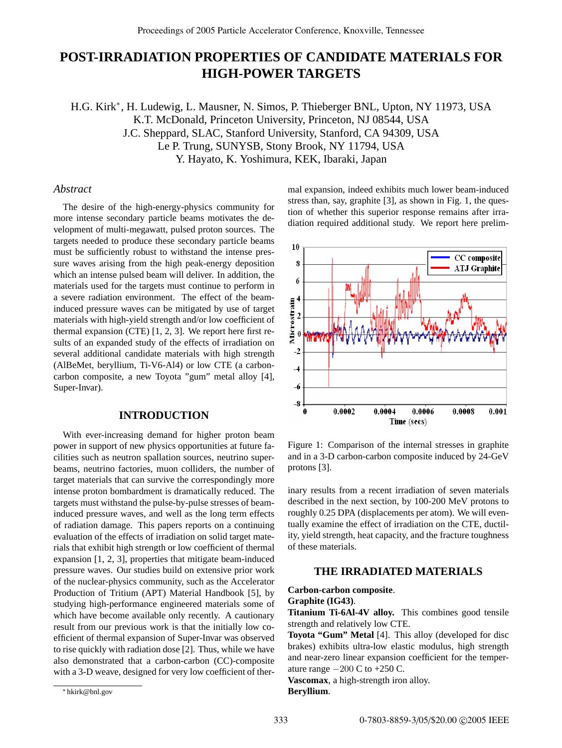# POST-IRRADIATION PROPERTIES OF CANDIDATE MATERIALS FOR HIGH-POWER TARGETS

H.G. Kirk*, H. Ludewig, L. Mausner, N. Simos, P. Thieberger BNL, Upton, NY 11973, USA
K.T. McDonald, Princeton University, Princeton, NJ 08544, USA
J.C. Sheppard, SLAC, Stanford University, Stanford, CA 94309, USA
Le P. Trung, SUNYSB, Stony Brook, NY 11794, USA
Y. Hayato, K. Yoshimura, KEK, Ibaraki, Japan

## *Abstract*

The desire of the high-energy-physics community for more intense secondary particle beams motivates the development of multi-megawatt, pulsed proton sources. The targets needed to produce these secondary particle beams must be sufficiently robust to withstand the intense pressure waves arising from the high peak-energy deposition which an intense pulsed beam will deliver. In addition, the materials used for the targets must continue to perform in a severe radiation environment. The effect of the beam-induced pressure waves can be mitigated by use of target materials with high-yield strength and/or low coefficient of thermal expansion (CTE) [1, 2, 3]. We report here first results of an expanded study of the effects of irradiation on several additional candidate materials with high strength (AlBeMet, beryllium, Ti-V6-Al4) or low CTE (a carbon-carbon composite, a new Toyota "gum" metal alloy [4], Super-Invar).

## INTRODUCTION

With ever-increasing demand for higher proton beam power in support of new physics opportunities at future facilities such as neutron spallation sources, neutrino superbeams, neutrino factories, muon colliders, the number of target materials that can survive the correspondingly more intense proton bombardment is dramatically reduced. The targets must withstand the pulse-by-pulse stresses of beam-induced pressure waves, and well as the long term effects of radiation damage. This papers reports on a continuing evaluation of the effects of irradiation on solid target materials that exhibit high strength or low coefficient of thermal expansion [1, 2, 3], properties that mitigate beam-induced pressure waves. Our studies build on extensive prior work of the nuclear-physics community, such as the Accelerator Production of Tritium (APT) Material Handbook [5], by studying high-performance engineered materials some of which have become available only recently. A cautionary result from our previous work is that the initially low coefficient of thermal expansion of Super-Invar was observed to rise quickly with radiation dose [2]. Thus, while we have also demonstrated that a carbon-carbon (CC)-composite with a 3-D weave, designed for very low coefficient of thermal expansion, indeed exhibits much lower beam-induced stress than, say, graphite [3], as shown in Fig. 1, the question of whether this superior response remains after irradiation required additional study. We report here preliminary results from a recent irradiation of seven materials described in the next section, by 100-200 MeV protons to roughly 0.25 DPA (displacements per atom). We will eventually examine the effect of irradiation on the CTE, ductility, yield strength, heat capacity, and the fracture toughness of these materials.

Figure 1: Comparison of the internal stresses in graphite and in a 3-D carbon-carbon composite induced by 24-GeV protons [3].

## THE IRRADIATED MATERIALS

**Carbon-carbon composite**.

**Graphite (IG43)**.

**Titanium Ti-6Al-4V alloy.** This combines good tensile strength and relatively low CTE.

**Toyota "Gum" Metal** [4]. This alloy (developed for disc brakes) exhibits ultra-low elastic modulus, high strength and near-zero linear expansion coefficient for the temperature range $-200$ C to +250 C.

**Vascomax**, a high-strength iron alloy.

**Beryllium**.

* hkirk@bnl.gov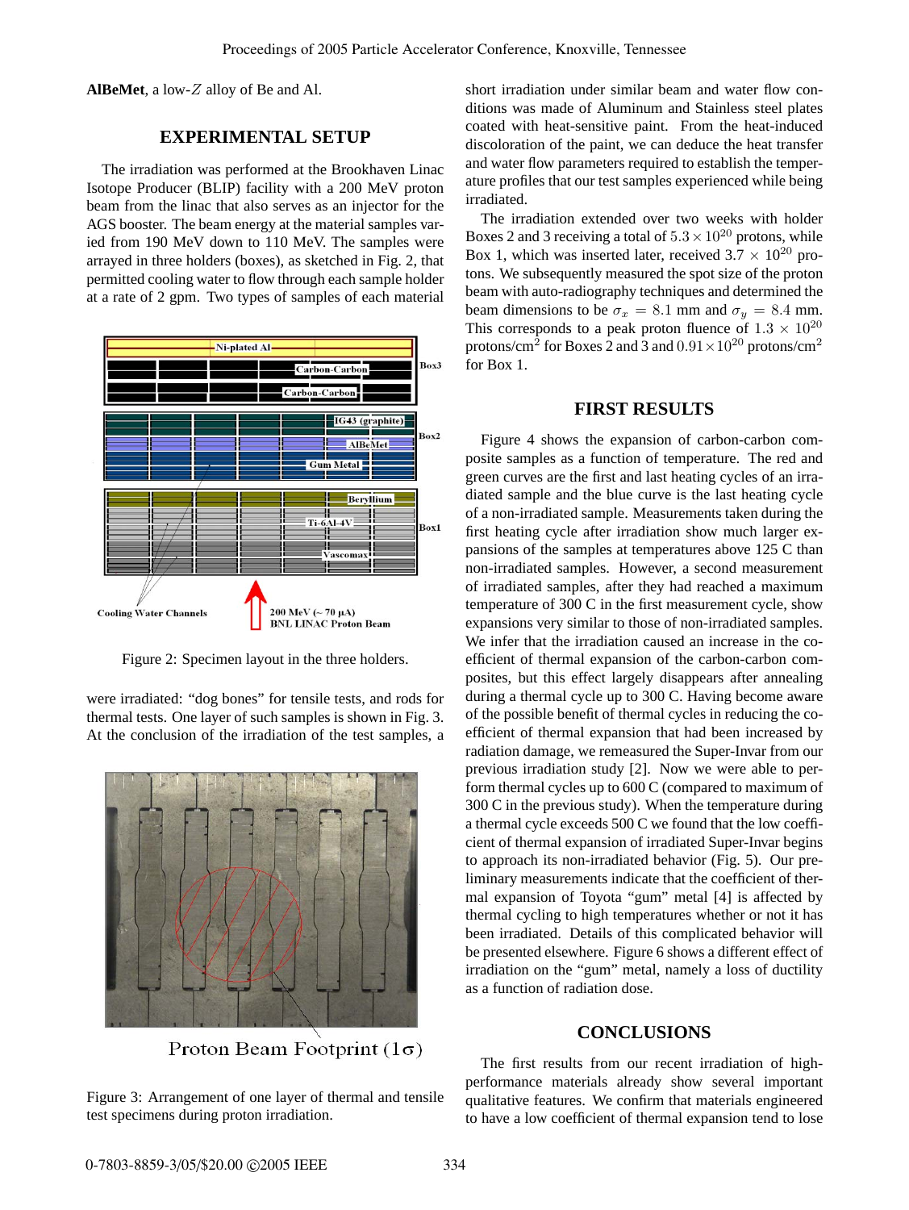**AlBeMet**, a low-$Z$ alloy of Be and Al.

## EXPERIMENTAL SETUP

The irradiation was performed at the Brookhaven Linac Isotope Producer (BLIP) facility with a 200 MeV proton beam from the linac that also serves as an injector for the AGS booster. The beam energy at the material samples varied from 190 MeV down to 110 MeV. The samples were arrayed in three holders (boxes), as sketched in Fig. 2, that permitted cooling water to flow through each sample holder at a rate of 2 gpm. Two types of samples of each material were irradiated: "dog bones" for tensile tests, and rods for thermal tests. One layer of such samples is shown in Fig. 3. At the conclusion of the irradiation of the test samples, a short irradiation under similar beam and water flow conditions was made of Aluminum and Stainless steel plates coated with heat-sensitive paint. From the heat-induced discoloration of the paint, we can deduce the heat transfer and water flow parameters required to establish the temperature profiles that our test samples experienced while being irradiated.

Figure 2: Specimen layout in the three holders.

Figure 3: Arrangement of one layer of thermal and tensile test specimens during proton irradiation.

The irradiation extended over two weeks with holder Boxes 2 and 3 receiving a total of $5.3 \times 10^{20}$ protons, while Box 1, which was inserted later, received $3.7 \times 10^{20}$ protons. We subsequently measured the spot size of the proton beam with auto-radiography techniques and determined the beam dimensions to be $\sigma_x = 8.1$ mm and $\sigma_y = 8.4$ mm. This corresponds to a peak proton fluence of $1.3 \times 10^{20}$ protons/cm$^2$ for Boxes 2 and 3 and $0.91 \times 10^{20}$ protons/cm$^2$ for Box 1.

## FIRST RESULTS

Figure 4 shows the expansion of carbon-carbon composite samples as a function of temperature. The red and green curves are the first and last heating cycles of an irradiated sample and the blue curve is the last heating cycle of a non-irradiated sample. Measurements taken during the first heating cycle after irradiation show much larger expansions of the samples at temperatures above 125 C than non-irradiated samples. However, a second measurement of irradiated samples, after they had reached a maximum temperature of 300 C in the first measurement cycle, show expansions very similar to those of non-irradiated samples. We infer that the irradiation caused an increase in the coefficient of thermal expansion of the carbon-carbon composites, but this effect largely disappears after annealing during a thermal cycle up to 300 C. Having become aware of the possible benefit of thermal cycles in reducing the coefficient of thermal expansion that had been increased by radiation damage, we remeasured the Super-Invar from our previous irradiation study [2]. Now we were able to perform thermal cycles up to 600 C (compared to maximum of 300 C in the previous study). When the temperature during a thermal cycle exceeds 500 C we found that the low coefficient of thermal expansion of irradiated Super-Invar begins to approach its non-irradiated behavior (Fig. 5). Our preliminary measurements indicate that the coefficient of thermal expansion of Toyota "gum" metal [4] is affected by thermal cycling to high temperatures whether or not it has been irradiated. Details of this complicated behavior will be presented elsewhere. Figure 6 shows a different effect of irradiation on the "gum" metal, namely a loss of ductility as a function of radiation dose.

## CONCLUSIONS

The first results from our recent irradiation of high-performance materials already show several important qualitative features. We confirm that materials engineered to have a low coefficient of thermal expansion tend to lose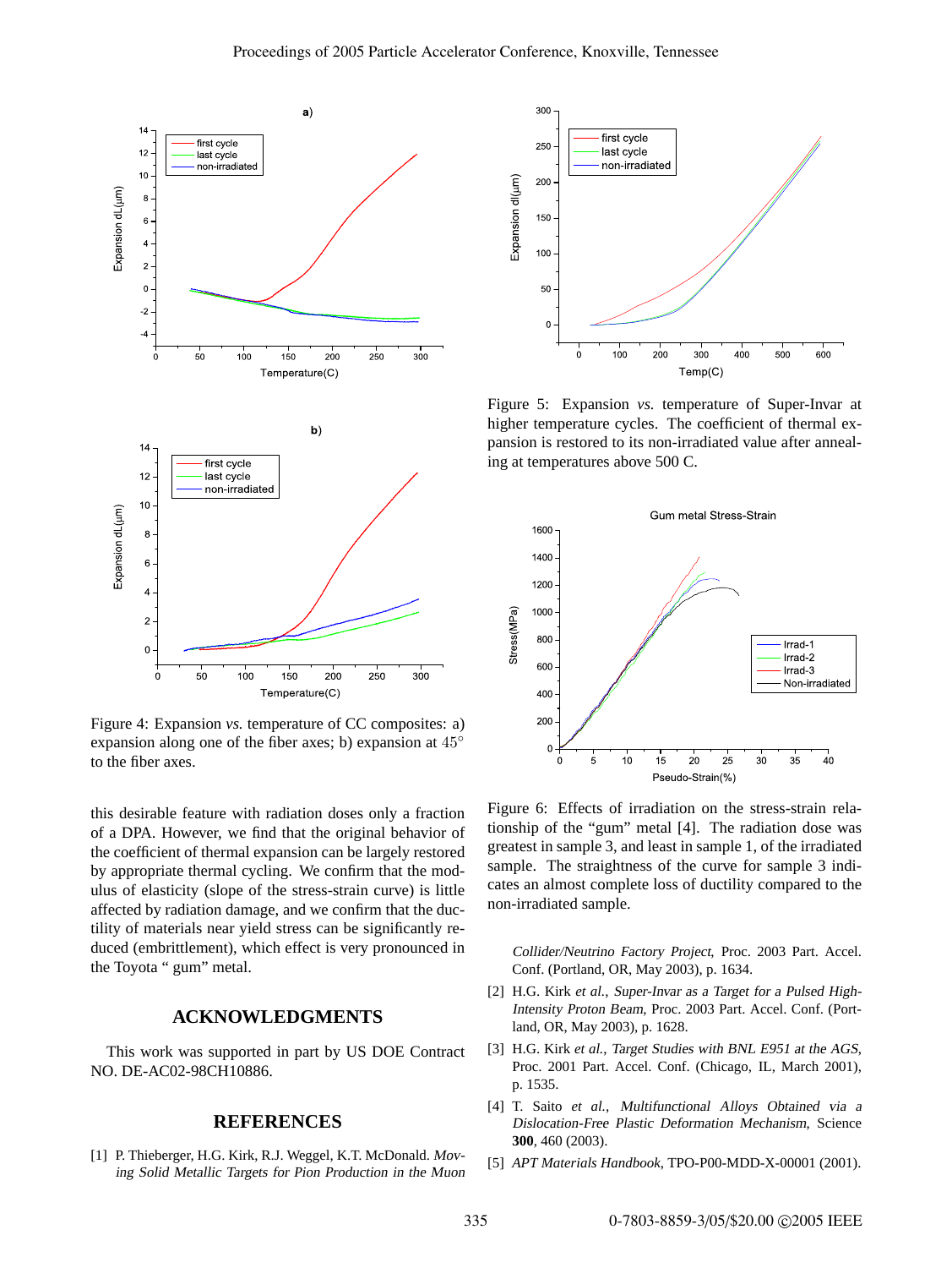a)

14
12
10
8
6
4
2
0
-2
-4

Expansion dL(μm)

first cycle
last cycle
non-irradiated

0 50 100 150 200 250 300

Temperature(C)

b)

14
12
10
8
6
4
2
0

Expansion dL(μm)

first cycle
last cycle
non-irradiated

0 50 100 150 200 250 300

Temperature(C)

Figure 4: Expansion *vs.* temperature of CC composites: a) expansion along one of the fiber axes; b) expansion at 45° to the fiber axes.

300
250
200
150
100
50
0

Expansion dl(μm)

first cycle
last cycle
non-irradiated

0 100 200 300 400 500 600

Temp(C)

Figure 5: Expansion *vs.* temperature of Super-Invar at higher temperature cycles. The coefficient of thermal expansion is restored to its non-irradiated value after annealing at temperatures above 500 C.

Gum metal Stress-Strain

1600
1400
1200
1000
800
600
400
200
0

Stress(MPa)

Irrad-1
Irrad-2
Irrad-3
Non-irradiated

0 5 10 15 20 25 30 35 40

Pseudo-Strain(%)

Figure 6: Effects of irradiation on the stress-strain relationship of the "gum" metal [4]. The radiation dose was greatest in sample 3, and least in sample 1, of the irradiated sample. The straightness of the curve for sample 3 indicates an almost complete loss of ductility compared to the non-irradiated sample.

this desirable feature with radiation doses only a fraction of a DPA. However, we find that the original behavior of the coefficient of thermal expansion can be largely restored by appropriate thermal cycling. We confirm that the modulus of elasticity (slope of the stress-strain curve) is little affected by radiation damage, and we confirm that the ductility of materials near yield stress can be significantly reduced (embrittlement), which effect is very pronounced in the Toyota " gum" metal.

## ACKNOWLEDGMENTS

This work was supported in part by US DOE Contract NO. DE-AC02-98CH10886.

## REFERENCES

[1] P. Thieberger, H.G. Kirk, R.J. Weggel, K.T. McDonald. *Moving Solid Metallic Targets for Pion Production in the Muon Collider/Neutrino Factory Project*, Proc. 2003 Part. Accel. Conf. (Portland, OR, May 2003), p. 1634.

[2] H.G. Kirk *et al.*, *Super-Invar as a Target for a Pulsed High-Intensity Proton Beam*, Proc. 2003 Part. Accel. Conf. (Portland, OR, May 2003), p. 1628.

[3] H.G. Kirk *et al.*, *Target Studies with BNL E951 at the AGS*, Proc. 2001 Part. Accel. Conf. (Chicago, IL, March 2001), p. 1535.

[4] T. Saito *et al.*, *Multifunctional Alloys Obtained via a Dislocation-Free Plastic Deformation Mechanism*, Science **300**, 460 (2003).

[5] *APT Materials Handbook*, TPO-P00-MDD-X-00001 (2001).